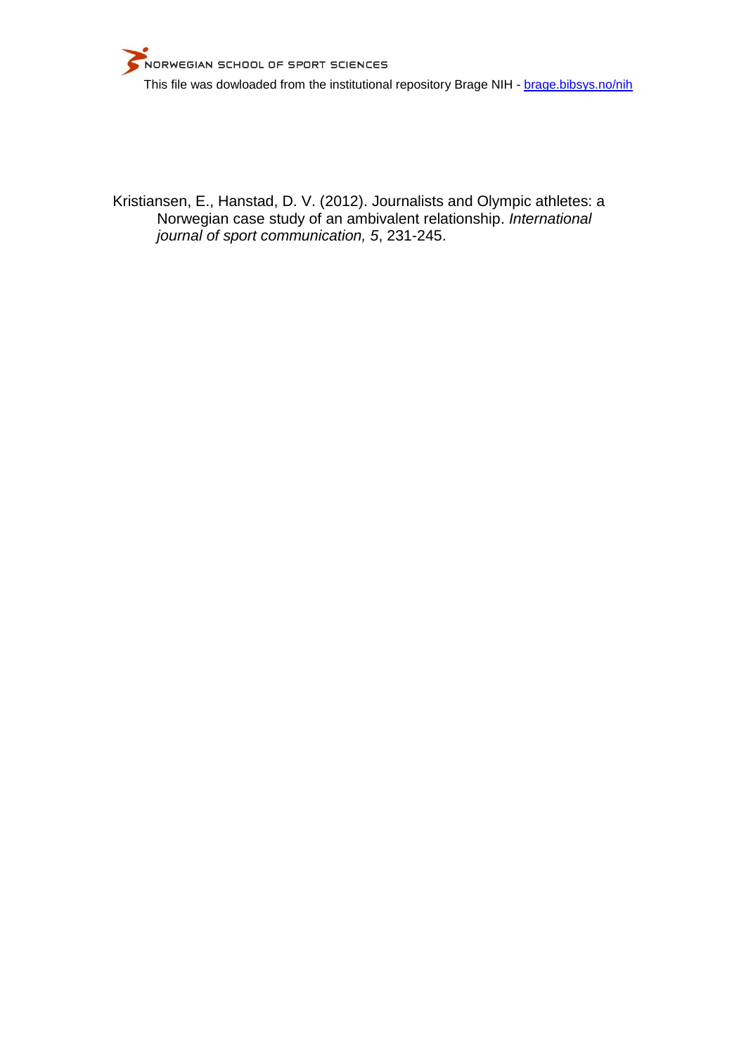NORWEGIAN SCHOOL OF SPORT SCIENCES

This file was dowloaded from the institutional repository Brage NIH - [brage.bibsys.no/nih](brage.bibsys.no/nih)

Kristiansen, E., Hanstad, D. V. (2012). Journalists and Olympic athletes: a Norwegian case study of an ambivalent relationship. *International journal of sport communication, 5*, 231-245.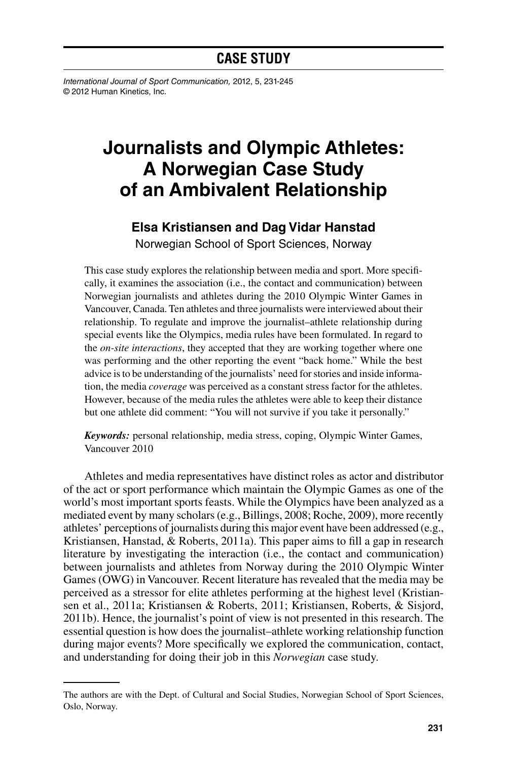## CASE STUDY

*International Journal of Sport Communication,* 2012, 5, 231-245
© 2012 Human Kinetics, Inc.

# Journalists and Olympic Athletes: A Norwegian Case Study of an Ambivalent Relationship

### Elsa Kristiansen and Dag Vidar Hanstad

Norwegian School of Sport Sciences, Norway

This case study explores the relationship between media and sport. More specifically, it examines the association (i.e., the contact and communication) between Norwegian journalists and athletes during the 2010 Olympic Winter Games in Vancouver, Canada. Ten athletes and three journalists were interviewed about their relationship. To regulate and improve the journalist–athlete relationship during special events like the Olympics, media rules have been formulated. In regard to the *on-site interactions*, they accepted that they are working together where one was performing and the other reporting the event "back home." While the best advice is to be understanding of the journalists' need for stories and inside information, the media *coverage* was perceived as a constant stress factor for the athletes. However, because of the media rules the athletes were able to keep their distance but one athlete did comment: "You will not survive if you take it personally."

***Keywords:*** personal relationship, media stress, coping, Olympic Winter Games, Vancouver 2010

Athletes and media representatives have distinct roles as actor and distributor of the act or sport performance which maintain the Olympic Games as one of the world's most important sports feasts. While the Olympics have been analyzed as a mediated event by many scholars (e.g., Billings, 2008; Roche, 2009), more recently athletes' perceptions of journalists during this major event have been addressed (e.g., Kristiansen, Hanstad, & Roberts, 2011a). This paper aims to fill a gap in research literature by investigating the interaction (i.e., the contact and communication) between journalists and athletes from Norway during the 2010 Olympic Winter Games (OWG) in Vancouver. Recent literature has revealed that the media may be perceived as a stressor for elite athletes performing at the highest level (Kristiansen et al., 2011a; Kristiansen & Roberts, 2011; Kristiansen, Roberts, & Sisjord, 2011b). Hence, the journalist's point of view is not presented in this research. The essential question is how does the journalist–athlete working relationship function during major events? More specifically we explored the communication, contact, and understanding for doing their job in this *Norwegian* case study.

---

The authors are with the Dept. of Cultural and Social Studies, Norwegian School of Sport Sciences, Oslo, Norway.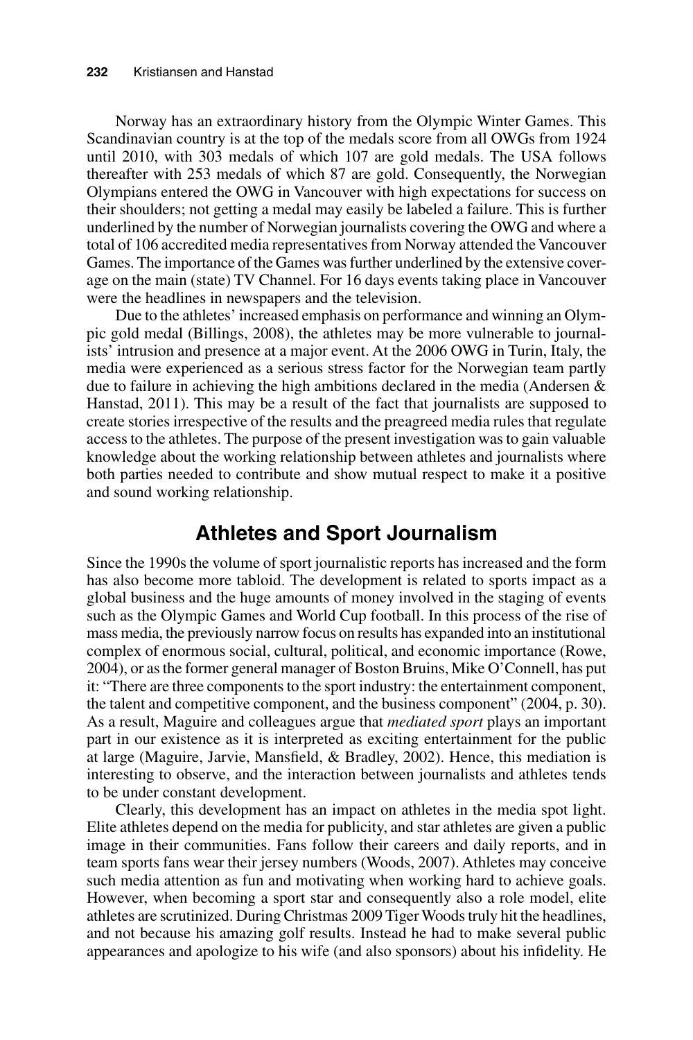Norway has an extraordinary history from the Olympic Winter Games. This Scandinavian country is at the top of the medals score from all OWGs from 1924 until 2010, with 303 medals of which 107 are gold medals. The USA follows thereafter with 253 medals of which 87 are gold. Consequently, the Norwegian Olympians entered the OWG in Vancouver with high expectations for success on their shoulders; not getting a medal may easily be labeled a failure. This is further underlined by the number of Norwegian journalists covering the OWG and where a total of 106 accredited media representatives from Norway attended the Vancouver Games. The importance of the Games was further underlined by the extensive coverage on the main (state) TV Channel. For 16 days events taking place in Vancouver were the headlines in newspapers and the television.

Due to the athletes' increased emphasis on performance and winning an Olympic gold medal (Billings, 2008), the athletes may be more vulnerable to journalists' intrusion and presence at a major event. At the 2006 OWG in Turin, Italy, the media were experienced as a serious stress factor for the Norwegian team partly due to failure in achieving the high ambitions declared in the media (Andersen & Hanstad, 2011). This may be a result of the fact that journalists are supposed to create stories irrespective of the results and the preagreed media rules that regulate access to the athletes. The purpose of the present investigation was to gain valuable knowledge about the working relationship between athletes and journalists where both parties needed to contribute and show mutual respect to make it a positive and sound working relationship.

## Athletes and Sport Journalism

Since the 1990s the volume of sport journalistic reports has increased and the form has also become more tabloid. The development is related to sports impact as a global business and the huge amounts of money involved in the staging of events such as the Olympic Games and World Cup football. In this process of the rise of mass media, the previously narrow focus on results has expanded into an institutional complex of enormous social, cultural, political, and economic importance (Rowe, 2004), or as the former general manager of Boston Bruins, Mike O'Connell, has put it: "There are three components to the sport industry: the entertainment component, the talent and competitive component, and the business component" (2004, p. 30). As a result, Maguire and colleagues argue that *mediated sport* plays an important part in our existence as it is interpreted as exciting entertainment for the public at large (Maguire, Jarvie, Mansfield, & Bradley, 2002). Hence, this mediation is interesting to observe, and the interaction between journalists and athletes tends to be under constant development.

Clearly, this development has an impact on athletes in the media spot light. Elite athletes depend on the media for publicity, and star athletes are given a public image in their communities. Fans follow their careers and daily reports, and in team sports fans wear their jersey numbers (Woods, 2007). Athletes may conceive such media attention as fun and motivating when working hard to achieve goals. However, when becoming a sport star and consequently also a role model, elite athletes are scrutinized. During Christmas 2009 Tiger Woods truly hit the headlines, and not because his amazing golf results. Instead he had to make several public appearances and apologize to his wife (and also sponsors) about his infidelity. He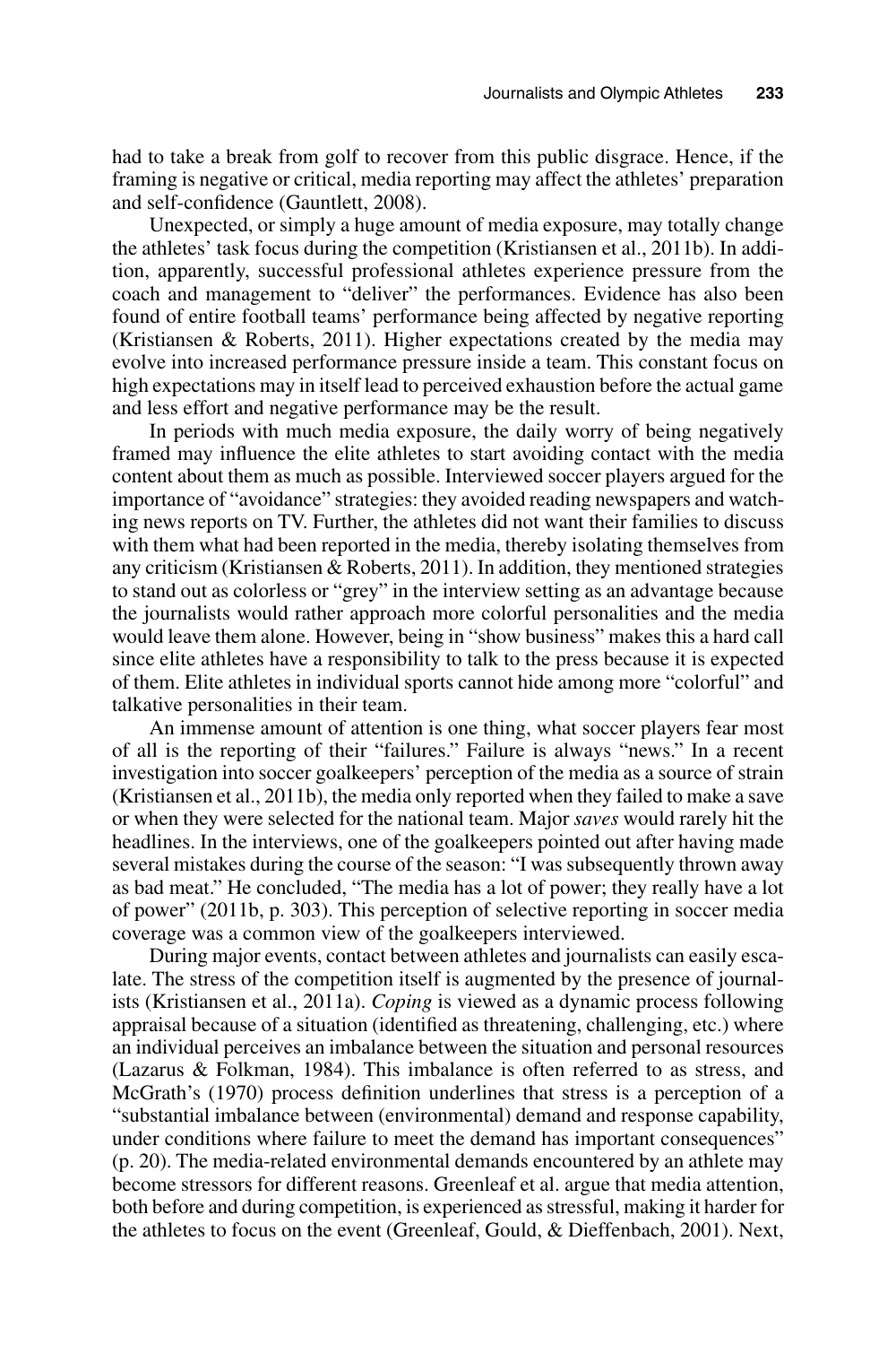had to take a break from golf to recover from this public disgrace. Hence, if the framing is negative or critical, media reporting may affect the athletes' preparation and self-confidence (Gauntlett, 2008).

Unexpected, or simply a huge amount of media exposure, may totally change the athletes' task focus during the competition (Kristiansen et al., 2011b). In addition, apparently, successful professional athletes experience pressure from the coach and management to "deliver" the performances. Evidence has also been found of entire football teams' performance being affected by negative reporting (Kristiansen & Roberts, 2011). Higher expectations created by the media may evolve into increased performance pressure inside a team. This constant focus on high expectations may in itself lead to perceived exhaustion before the actual game and less effort and negative performance may be the result.

In periods with much media exposure, the daily worry of being negatively framed may influence the elite athletes to start avoiding contact with the media content about them as much as possible. Interviewed soccer players argued for the importance of "avoidance" strategies: they avoided reading newspapers and watching news reports on TV. Further, the athletes did not want their families to discuss with them what had been reported in the media, thereby isolating themselves from any criticism (Kristiansen & Roberts, 2011). In addition, they mentioned strategies to stand out as colorless or "grey" in the interview setting as an advantage because the journalists would rather approach more colorful personalities and the media would leave them alone. However, being in "show business" makes this a hard call since elite athletes have a responsibility to talk to the press because it is expected of them. Elite athletes in individual sports cannot hide among more "colorful" and talkative personalities in their team.

An immense amount of attention is one thing, what soccer players fear most of all is the reporting of their "failures." Failure is always "news." In a recent investigation into soccer goalkeepers' perception of the media as a source of strain (Kristiansen et al., 2011b), the media only reported when they failed to make a save or when they were selected for the national team. Major *saves* would rarely hit the headlines. In the interviews, one of the goalkeepers pointed out after having made several mistakes during the course of the season: "I was subsequently thrown away as bad meat." He concluded, "The media has a lot of power; they really have a lot of power" (2011b, p. 303). This perception of selective reporting in soccer media coverage was a common view of the goalkeepers interviewed.

During major events, contact between athletes and journalists can easily escalate. The stress of the competition itself is augmented by the presence of journalists (Kristiansen et al., 2011a). *Coping* is viewed as a dynamic process following appraisal because of a situation (identified as threatening, challenging, etc.) where an individual perceives an imbalance between the situation and personal resources (Lazarus & Folkman, 1984). This imbalance is often referred to as stress, and McGrath's (1970) process definition underlines that stress is a perception of a "substantial imbalance between (environmental) demand and response capability, under conditions where failure to meet the demand has important consequences" (p. 20). The media-related environmental demands encountered by an athlete may become stressors for different reasons. Greenleaf et al. argue that media attention, both before and during competition, is experienced as stressful, making it harder for the athletes to focus on the event (Greenleaf, Gould, & Dieffenbach, 2001). Next,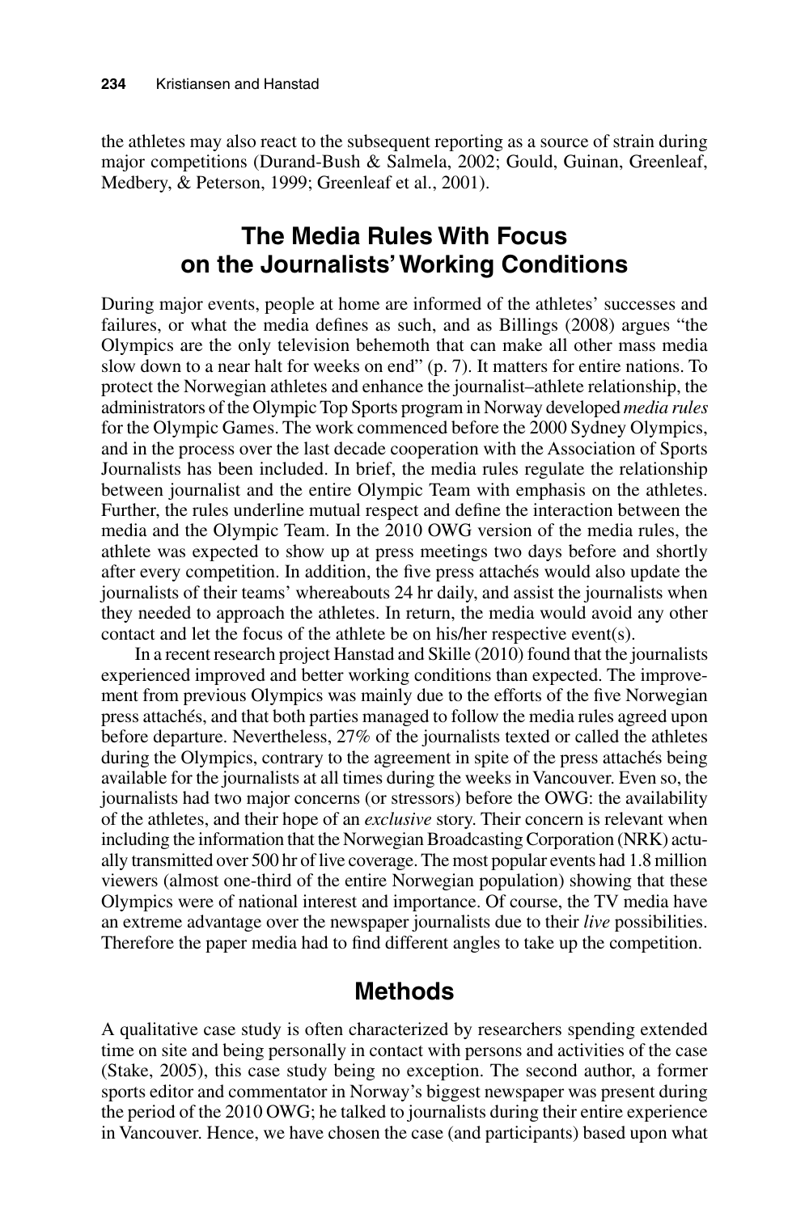the athletes may also react to the subsequent reporting as a source of strain during major competitions (Durand-Bush & Salmela, 2002; Gould, Guinan, Greenleaf, Medbery, & Peterson, 1999; Greenleaf et al., 2001).

## The Media Rules With Focus on the Journalists' Working Conditions

During major events, people at home are informed of the athletes' successes and failures, or what the media defines as such, and as Billings (2008) argues "the Olympics are the only television behemoth that can make all other mass media slow down to a near halt for weeks on end" (p. 7). It matters for entire nations. To protect the Norwegian athletes and enhance the journalist–athlete relationship, the administrators of the Olympic Top Sports program in Norway developed *media rules* for the Olympic Games. The work commenced before the 2000 Sydney Olympics, and in the process over the last decade cooperation with the Association of Sports Journalists has been included. In brief, the media rules regulate the relationship between journalist and the entire Olympic Team with emphasis on the athletes. Further, the rules underline mutual respect and define the interaction between the media and the Olympic Team. In the 2010 OWG version of the media rules, the athlete was expected to show up at press meetings two days before and shortly after every competition. In addition, the five press attachés would also update the journalists of their teams' whereabouts 24 hr daily, and assist the journalists when they needed to approach the athletes. In return, the media would avoid any other contact and let the focus of the athlete be on his/her respective event(s).

In a recent research project Hanstad and Skille (2010) found that the journalists experienced improved and better working conditions than expected. The improvement from previous Olympics was mainly due to the efforts of the five Norwegian press attachés, and that both parties managed to follow the media rules agreed upon before departure. Nevertheless, 27% of the journalists texted or called the athletes during the Olympics, contrary to the agreement in spite of the press attachés being available for the journalists at all times during the weeks in Vancouver. Even so, the journalists had two major concerns (or stressors) before the OWG: the availability of the athletes, and their hope of an *exclusive* story. Their concern is relevant when including the information that the Norwegian Broadcasting Corporation (NRK) actually transmitted over 500 hr of live coverage. The most popular events had 1.8 million viewers (almost one-third of the entire Norwegian population) showing that these Olympics were of national interest and importance. Of course, the TV media have an extreme advantage over the newspaper journalists due to their *live* possibilities. Therefore the paper media had to find different angles to take up the competition.

## Methods

A qualitative case study is often characterized by researchers spending extended time on site and being personally in contact with persons and activities of the case (Stake, 2005), this case study being no exception. The second author, a former sports editor and commentator in Norway's biggest newspaper was present during the period of the 2010 OWG; he talked to journalists during their entire experience in Vancouver. Hence, we have chosen the case (and participants) based upon what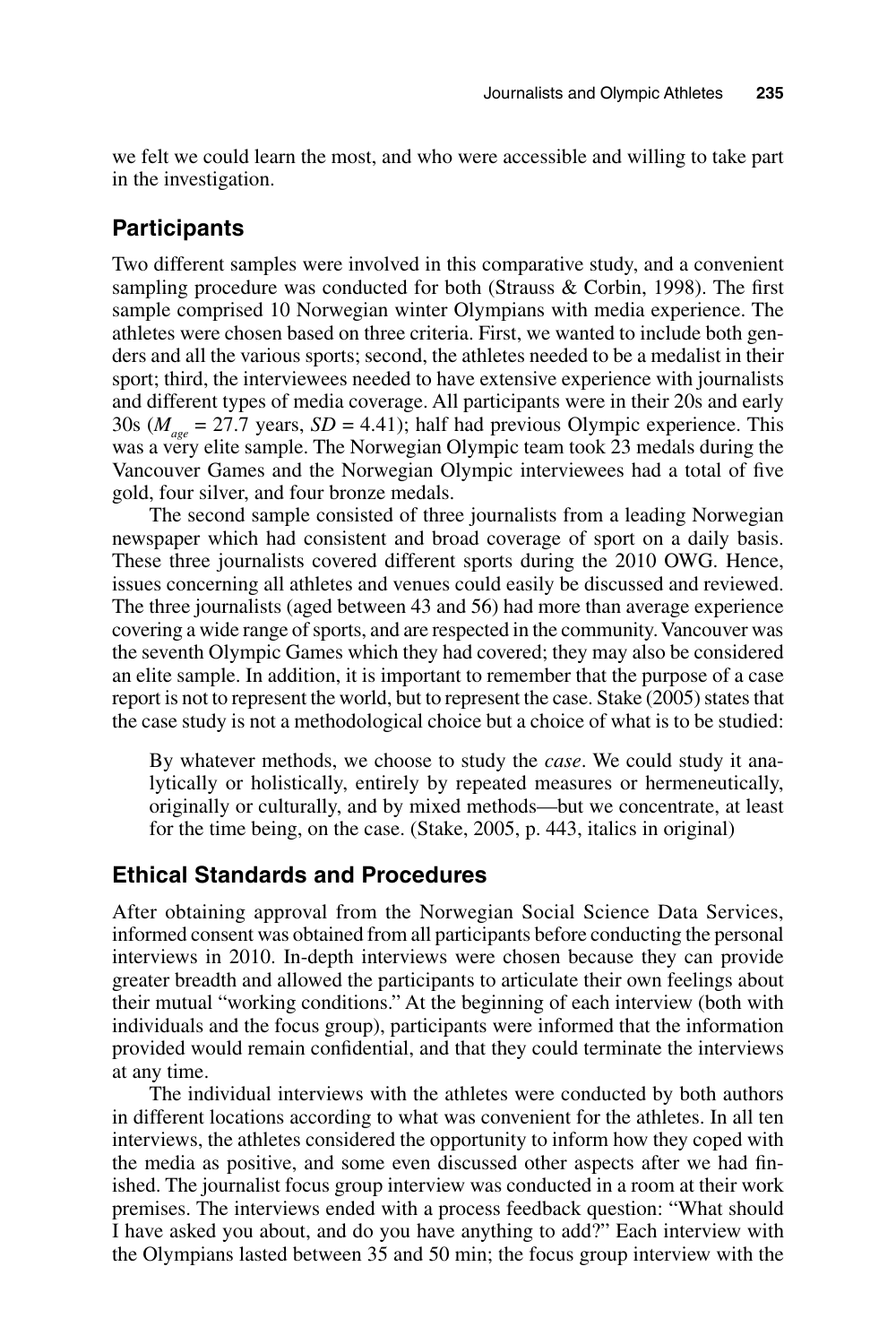we felt we could learn the most, and who were accessible and willing to take part in the investigation.

## Participants

Two different samples were involved in this comparative study, and a convenient sampling procedure was conducted for both (Strauss & Corbin, 1998). The first sample comprised 10 Norwegian winter Olympians with media experience. The athletes were chosen based on three criteria. First, we wanted to include both genders and all the various sports; second, the athletes needed to be a medalist in their sport; third, the interviewees needed to have extensive experience with journalists and different types of media coverage. All participants were in their 20s and early 30s ($M_{age}$ = 27.7 years, $SD$ = 4.41); half had previous Olympic experience. This was a very elite sample. The Norwegian Olympic team took 23 medals during the Vancouver Games and the Norwegian Olympic interviewees had a total of five gold, four silver, and four bronze medals.

The second sample consisted of three journalists from a leading Norwegian newspaper which had consistent and broad coverage of sport on a daily basis. These three journalists covered different sports during the 2010 OWG. Hence, issues concerning all athletes and venues could easily be discussed and reviewed. The three journalists (aged between 43 and 56) had more than average experience covering a wide range of sports, and are respected in the community. Vancouver was the seventh Olympic Games which they had covered; they may also be considered an elite sample. In addition, it is important to remember that the purpose of a case report is not to represent the world, but to represent the case. Stake (2005) states that the case study is not a methodological choice but a choice of what is to be studied:

> By whatever methods, we choose to study the *case*. We could study it analytically or holistically, entirely by repeated measures or hermeneutically, originally or culturally, and by mixed methods—but we concentrate, at least for the time being, on the case. (Stake, 2005, p. 443, italics in original)

## Ethical Standards and Procedures

After obtaining approval from the Norwegian Social Science Data Services, informed consent was obtained from all participants before conducting the personal interviews in 2010. In-depth interviews were chosen because they can provide greater breadth and allowed the participants to articulate their own feelings about their mutual "working conditions." At the beginning of each interview (both with individuals and the focus group), participants were informed that the information provided would remain confidential, and that they could terminate the interviews at any time.

The individual interviews with the athletes were conducted by both authors in different locations according to what was convenient for the athletes. In all ten interviews, the athletes considered the opportunity to inform how they coped with the media as positive, and some even discussed other aspects after we had finished. The journalist focus group interview was conducted in a room at their work premises. The interviews ended with a process feedback question: "What should I have asked you about, and do you have anything to add?" Each interview with the Olympians lasted between 35 and 50 min; the focus group interview with the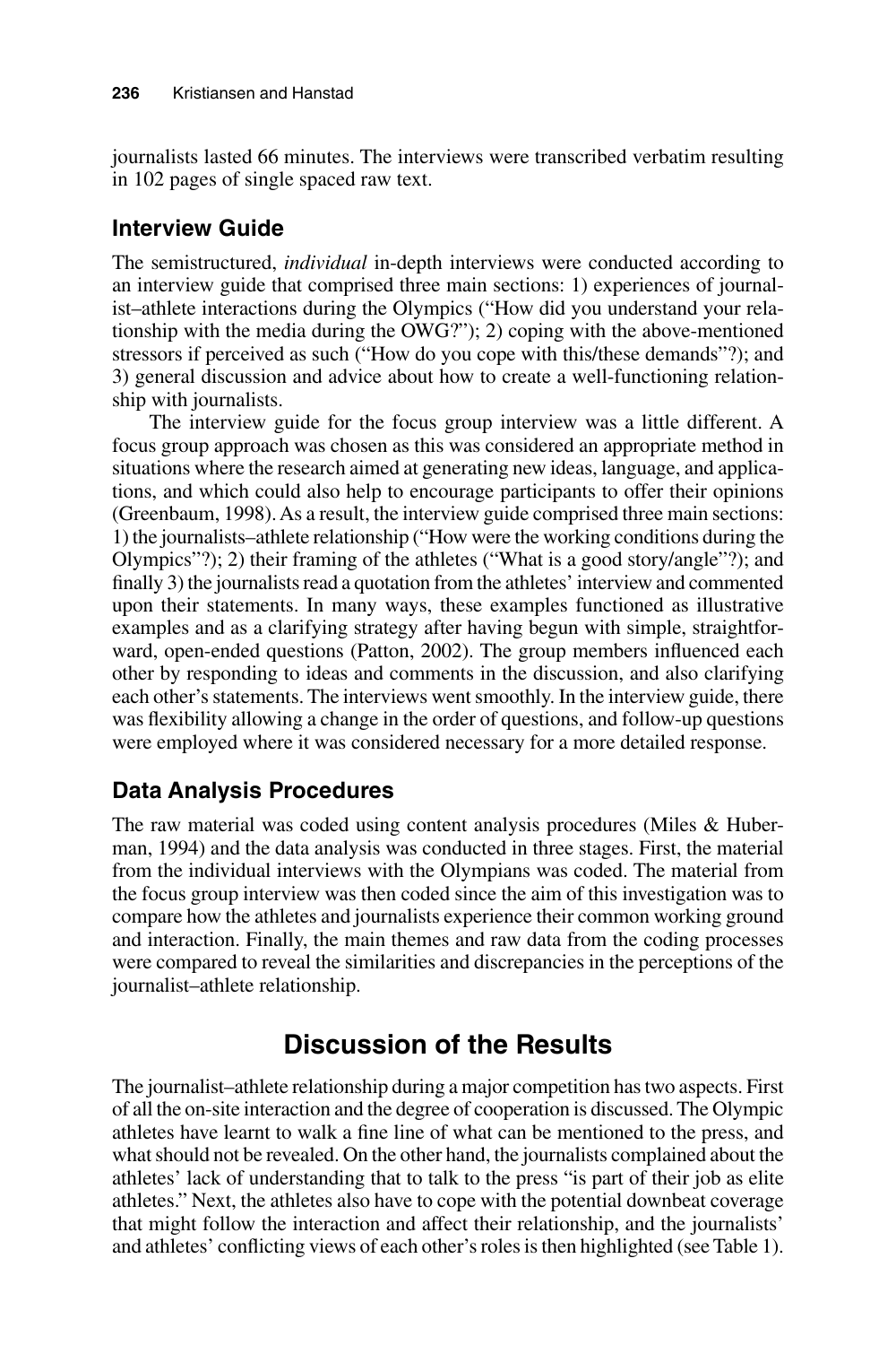journalists lasted 66 minutes. The interviews were transcribed verbatim resulting in 102 pages of single spaced raw text.

### Interview Guide

The semistructured, *individual* in-depth interviews were conducted according to an interview guide that comprised three main sections: 1) experiences of journalist–athlete interactions during the Olympics ("How did you understand your relationship with the media during the OWG?"); 2) coping with the above-mentioned stressors if perceived as such ("How do you cope with this/these demands"?); and 3) general discussion and advice about how to create a well-functioning relationship with journalists.

The interview guide for the focus group interview was a little different. A focus group approach was chosen as this was considered an appropriate method in situations where the research aimed at generating new ideas, language, and applications, and which could also help to encourage participants to offer their opinions (Greenbaum, 1998). As a result, the interview guide comprised three main sections: 1) the journalists–athlete relationship ("How were the working conditions during the Olympics"?); 2) their framing of the athletes ("What is a good story/angle"?); and finally 3) the journalists read a quotation from the athletes' interview and commented upon their statements. In many ways, these examples functioned as illustrative examples and as a clarifying strategy after having begun with simple, straightforward, open-ended questions (Patton, 2002). The group members influenced each other by responding to ideas and comments in the discussion, and also clarifying each other's statements. The interviews went smoothly. In the interview guide, there was flexibility allowing a change in the order of questions, and follow-up questions were employed where it was considered necessary for a more detailed response.

### Data Analysis Procedures

The raw material was coded using content analysis procedures (Miles & Huberman, 1994) and the data analysis was conducted in three stages. First, the material from the individual interviews with the Olympians was coded. The material from the focus group interview was then coded since the aim of this investigation was to compare how the athletes and journalists experience their common working ground and interaction. Finally, the main themes and raw data from the coding processes were compared to reveal the similarities and discrepancies in the perceptions of the journalist–athlete relationship.

## Discussion of the Results

The journalist–athlete relationship during a major competition has two aspects. First of all the on-site interaction and the degree of cooperation is discussed. The Olympic athletes have learnt to walk a fine line of what can be mentioned to the press, and what should not be revealed. On the other hand, the journalists complained about the athletes' lack of understanding that to talk to the press "is part of their job as elite athletes." Next, the athletes also have to cope with the potential downbeat coverage that might follow the interaction and affect their relationship, and the journalists' and athletes' conflicting views of each other's roles is then highlighted (see Table 1).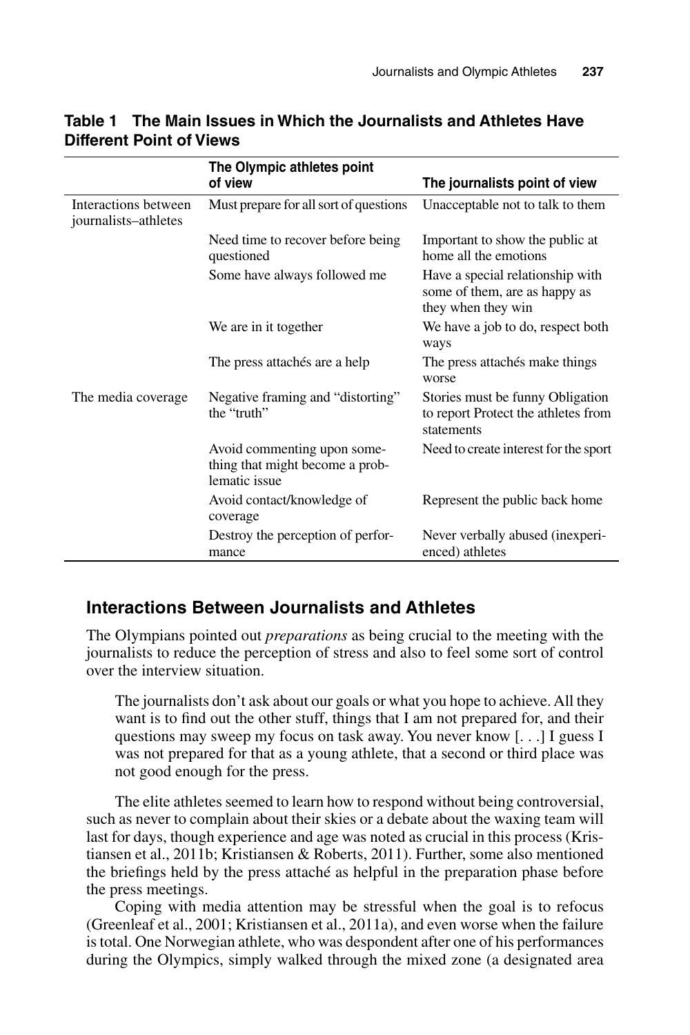**Table 1 The Main Issues in Which the Journalists and Athletes Have Different Point of Views**

| | The Olympic athletes point of view | The journalists point of view |
|---|---|---|
| Interactions between journalists–athletes | Must prepare for all sort of questions | Unacceptable not to talk to them |
| | Need time to recover before being questioned | Important to show the public at home all the emotions |
| | Some have always followed me | Have a special relationship with some of them, are as happy as they when they win |
| | We are in it together | We have a job to do, respect both ways |
| | The press attachés are a help | The press attachés make things worse |
| The media coverage | Negative framing and "distorting" the "truth" | Stories must be funny Obligation to report Protect the athletes from statements |
| | Avoid commenting upon something that might become a problematic issue | Need to create interest for the sport |
| | Avoid contact/knowledge of coverage | Represent the public back home |
| | Destroy the perception of performance | Never verbally abused (inexperienced) athletes |

## Interactions Between Journalists and Athletes

The Olympians pointed out *preparations* as being crucial to the meeting with the journalists to reduce the perception of stress and also to feel some sort of control over the interview situation.

> The journalists don't ask about our goals or what you hope to achieve. All they want is to find out the other stuff, things that I am not prepared for, and their questions may sweep my focus on task away. You never know [. . .] I guess I was not prepared for that as a young athlete, that a second or third place was not good enough for the press.

The elite athletes seemed to learn how to respond without being controversial, such as never to complain about their skies or a debate about the waxing team will last for days, though experience and age was noted as crucial in this process (Kristiansen et al., 2011b; Kristiansen & Roberts, 2011). Further, some also mentioned the briefings held by the press attaché as helpful in the preparation phase before the press meetings.

Coping with media attention may be stressful when the goal is to refocus (Greenleaf et al., 2001; Kristiansen et al., 2011a), and even worse when the failure is total. One Norwegian athlete, who was despondent after one of his performances during the Olympics, simply walked through the mixed zone (a designated area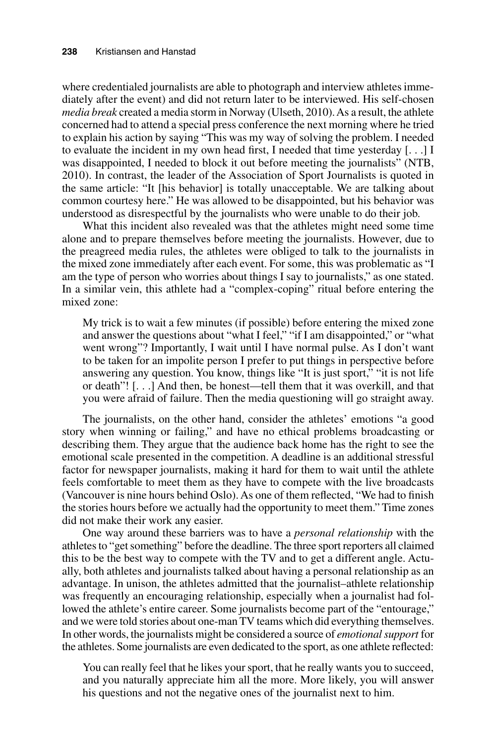where credentialed journalists are able to photograph and interview athletes immediately after the event) and did not return later to be interviewed. His self-chosen *media break* created a media storm in Norway (Ulseth, 2010). As a result, the athlete concerned had to attend a special press conference the next morning where he tried to explain his action by saying "This was my way of solving the problem. I needed to evaluate the incident in my own head first, I needed that time yesterday [. . .] I was disappointed, I needed to block it out before meeting the journalists" (NTB, 2010). In contrast, the leader of the Association of Sport Journalists is quoted in the same article: "It [his behavior] is totally unacceptable. We are talking about common courtesy here." He was allowed to be disappointed, but his behavior was understood as disrespectful by the journalists who were unable to do their job.

What this incident also revealed was that the athletes might need some time alone and to prepare themselves before meeting the journalists. However, due to the preagreed media rules, the athletes were obliged to talk to the journalists in the mixed zone immediately after each event. For some, this was problematic as "I am the type of person who worries about things I say to journalists," as one stated. In a similar vein, this athlete had a "complex-coping" ritual before entering the mixed zone:

> My trick is to wait a few minutes (if possible) before entering the mixed zone and answer the questions about "what I feel," "if I am disappointed," or "what went wrong"? Importantly, I wait until I have normal pulse. As I don't want to be taken for an impolite person I prefer to put things in perspective before answering any question. You know, things like "It is just sport," "it is not life or death"! [. . .] And then, be honest—tell them that it was overkill, and that you were afraid of failure. Then the media questioning will go straight away.

The journalists, on the other hand, consider the athletes' emotions "a good story when winning or failing," and have no ethical problems broadcasting or describing them. They argue that the audience back home has the right to see the emotional scale presented in the competition. A deadline is an additional stressful factor for newspaper journalists, making it hard for them to wait until the athlete feels comfortable to meet them as they have to compete with the live broadcasts (Vancouver is nine hours behind Oslo). As one of them reflected, "We had to finish the stories hours before we actually had the opportunity to meet them." Time zones did not make their work any easier.

One way around these barriers was to have a *personal relationship* with the athletes to "get something" before the deadline. The three sport reporters all claimed this to be the best way to compete with the TV and to get a different angle. Actually, both athletes and journalists talked about having a personal relationship as an advantage. In unison, the athletes admitted that the journalist–athlete relationship was frequently an encouraging relationship, especially when a journalist had followed the athlete's entire career. Some journalists become part of the "entourage," and we were told stories about one-man TV teams which did everything themselves. In other words, the journalists might be considered a source of *emotional support* for the athletes. Some journalists are even dedicated to the sport, as one athlete reflected:

> You can really feel that he likes your sport, that he really wants you to succeed, and you naturally appreciate him all the more. More likely, you will answer his questions and not the negative ones of the journalist next to him.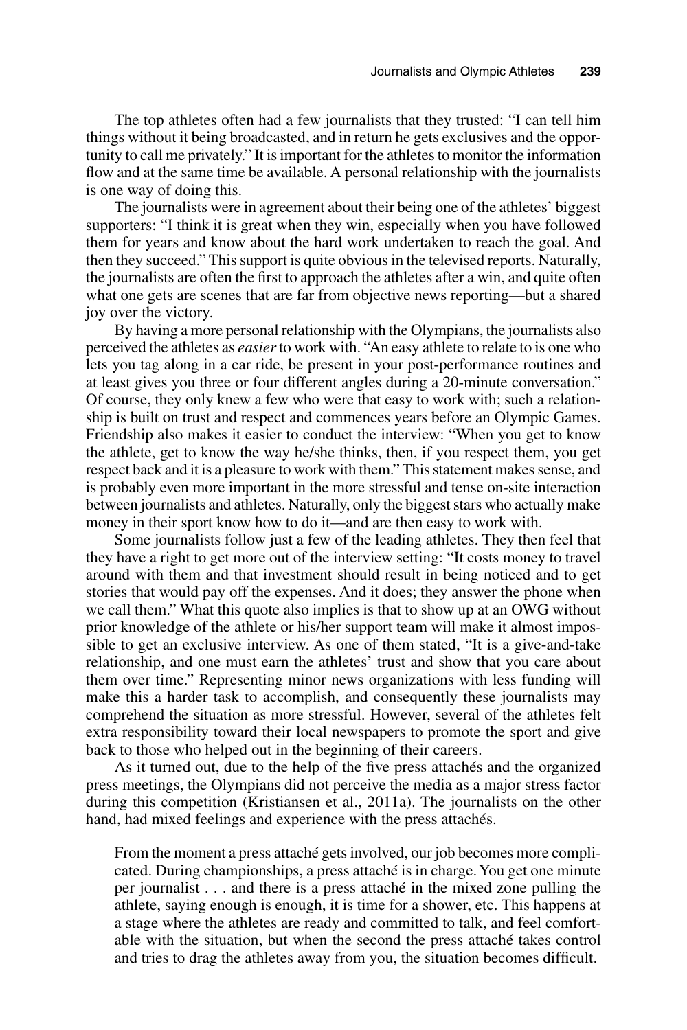The top athletes often had a few journalists that they trusted: "I can tell him things without it being broadcasted, and in return he gets exclusives and the opportunity to call me privately." It is important for the athletes to monitor the information flow and at the same time be available. A personal relationship with the journalists is one way of doing this.

The journalists were in agreement about their being one of the athletes' biggest supporters: "I think it is great when they win, especially when you have followed them for years and know about the hard work undertaken to reach the goal. And then they succeed." This support is quite obvious in the televised reports. Naturally, the journalists are often the first to approach the athletes after a win, and quite often what one gets are scenes that are far from objective news reporting—but a shared joy over the victory.

By having a more personal relationship with the Olympians, the journalists also perceived the athletes as *easier* to work with. "An easy athlete to relate to is one who lets you tag along in a car ride, be present in your post-performance routines and at least gives you three or four different angles during a 20-minute conversation." Of course, they only knew a few who were that easy to work with; such a relationship is built on trust and respect and commences years before an Olympic Games. Friendship also makes it easier to conduct the interview: "When you get to know the athlete, get to know the way he/she thinks, then, if you respect them, you get respect back and it is a pleasure to work with them." This statement makes sense, and is probably even more important in the more stressful and tense on-site interaction between journalists and athletes. Naturally, only the biggest stars who actually make money in their sport know how to do it—and are then easy to work with.

Some journalists follow just a few of the leading athletes. They then feel that they have a right to get more out of the interview setting: "It costs money to travel around with them and that investment should result in being noticed and to get stories that would pay off the expenses. And it does; they answer the phone when we call them." What this quote also implies is that to show up at an OWG without prior knowledge of the athlete or his/her support team will make it almost impossible to get an exclusive interview. As one of them stated, "It is a give-and-take relationship, and one must earn the athletes' trust and show that you care about them over time." Representing minor news organizations with less funding will make this a harder task to accomplish, and consequently these journalists may comprehend the situation as more stressful. However, several of the athletes felt extra responsibility toward their local newspapers to promote the sport and give back to those who helped out in the beginning of their careers.

As it turned out, due to the help of the five press attachés and the organized press meetings, the Olympians did not perceive the media as a major stress factor during this competition (Kristiansen et al., 2011a). The journalists on the other hand, had mixed feelings and experience with the press attachés.

> From the moment a press attaché gets involved, our job becomes more complicated. During championships, a press attaché is in charge. You get one minute per journalist . . . and there is a press attaché in the mixed zone pulling the athlete, saying enough is enough, it is time for a shower, etc. This happens at a stage where the athletes are ready and committed to talk, and feel comfortable with the situation, but when the second the press attaché takes control and tries to drag the athletes away from you, the situation becomes difficult.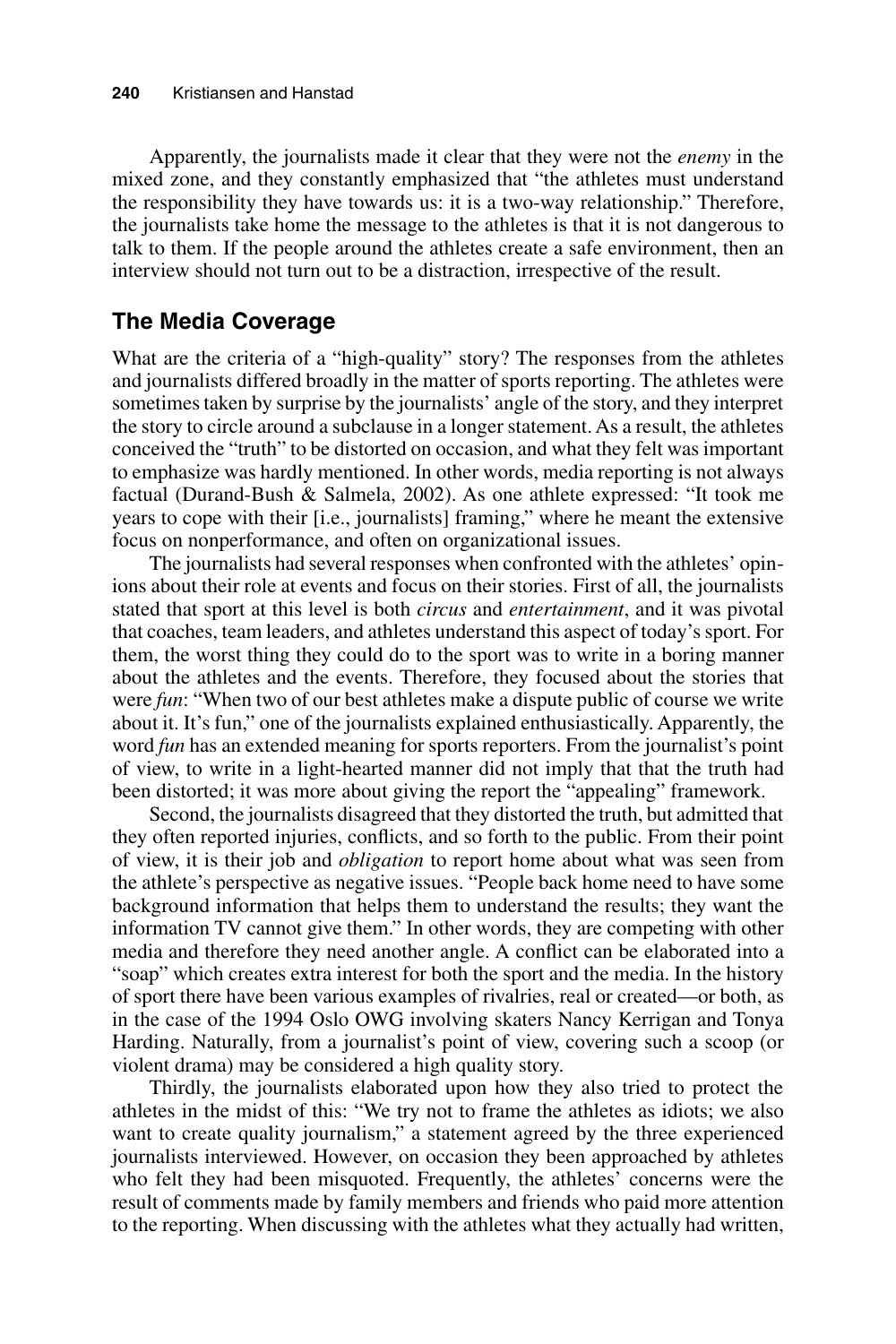Apparently, the journalists made it clear that they were not the *enemy* in the mixed zone, and they constantly emphasized that "the athletes must understand the responsibility they have towards us: it is a two-way relationship." Therefore, the journalists take home the message to the athletes is that it is not dangerous to talk to them. If the people around the athletes create a safe environment, then an interview should not turn out to be a distraction, irrespective of the result.

## The Media Coverage

What are the criteria of a "high-quality" story? The responses from the athletes and journalists differed broadly in the matter of sports reporting. The athletes were sometimes taken by surprise by the journalists' angle of the story, and they interpret the story to circle around a subclause in a longer statement. As a result, the athletes conceived the "truth" to be distorted on occasion, and what they felt was important to emphasize was hardly mentioned. In other words, media reporting is not always factual (Durand-Bush & Salmela, 2002). As one athlete expressed: "It took me years to cope with their [i.e., journalists] framing," where he meant the extensive focus on nonperformance, and often on organizational issues.

The journalists had several responses when confronted with the athletes' opinions about their role at events and focus on their stories. First of all, the journalists stated that sport at this level is both *circus* and *entertainment*, and it was pivotal that coaches, team leaders, and athletes understand this aspect of today's sport. For them, the worst thing they could do to the sport was to write in a boring manner about the athletes and the events. Therefore, they focused about the stories that were *fun*: "When two of our best athletes make a dispute public of course we write about it. It's fun," one of the journalists explained enthusiastically. Apparently, the word *fun* has an extended meaning for sports reporters. From the journalist's point of view, to write in a light-hearted manner did not imply that that the truth had been distorted; it was more about giving the report the "appealing" framework.

Second, the journalists disagreed that they distorted the truth, but admitted that they often reported injuries, conflicts, and so forth to the public. From their point of view, it is their job and *obligation* to report home about what was seen from the athlete's perspective as negative issues. "People back home need to have some background information that helps them to understand the results; they want the information TV cannot give them." In other words, they are competing with other media and therefore they need another angle. A conflict can be elaborated into a "soap" which creates extra interest for both the sport and the media. In the history of sport there have been various examples of rivalries, real or created—or both, as in the case of the 1994 Oslo OWG involving skaters Nancy Kerrigan and Tonya Harding. Naturally, from a journalist's point of view, covering such a scoop (or violent drama) may be considered a high quality story.

Thirdly, the journalists elaborated upon how they also tried to protect the athletes in the midst of this: "We try not to frame the athletes as idiots; we also want to create quality journalism," a statement agreed by the three experienced journalists interviewed. However, on occasion they been approached by athletes who felt they had been misquoted. Frequently, the athletes' concerns were the result of comments made by family members and friends who paid more attention to the reporting. When discussing with the athletes what they actually had written,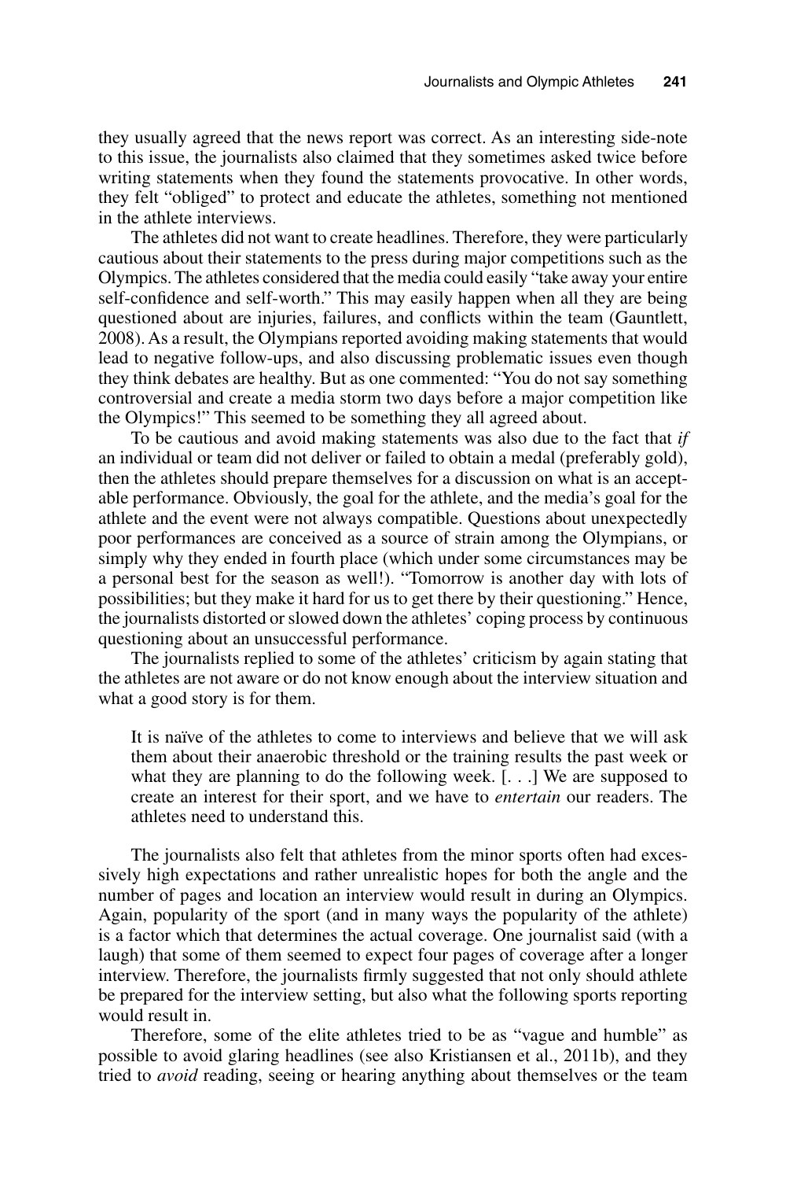they usually agreed that the news report was correct. As an interesting side-note to this issue, the journalists also claimed that they sometimes asked twice before writing statements when they found the statements provocative. In other words, they felt "obliged" to protect and educate the athletes, something not mentioned in the athlete interviews.

The athletes did not want to create headlines. Therefore, they were particularly cautious about their statements to the press during major competitions such as the Olympics. The athletes considered that the media could easily "take away your entire self-confidence and self-worth." This may easily happen when all they are being questioned about are injuries, failures, and conflicts within the team (Gauntlett, 2008). As a result, the Olympians reported avoiding making statements that would lead to negative follow-ups, and also discussing problematic issues even though they think debates are healthy. But as one commented: "You do not say something controversial and create a media storm two days before a major competition like the Olympics!" This seemed to be something they all agreed about.

To be cautious and avoid making statements was also due to the fact that *if* an individual or team did not deliver or failed to obtain a medal (preferably gold), then the athletes should prepare themselves for a discussion on what is an acceptable performance. Obviously, the goal for the athlete, and the media's goal for the athlete and the event were not always compatible. Questions about unexpectedly poor performances are conceived as a source of strain among the Olympians, or simply why they ended in fourth place (which under some circumstances may be a personal best for the season as well!). "Tomorrow is another day with lots of possibilities; but they make it hard for us to get there by their questioning." Hence, the journalists distorted or slowed down the athletes' coping process by continuous questioning about an unsuccessful performance.

The journalists replied to some of the athletes' criticism by again stating that the athletes are not aware or do not know enough about the interview situation and what a good story is for them.

> It is naïve of the athletes to come to interviews and believe that we will ask them about their anaerobic threshold or the training results the past week or what they are planning to do the following week. [. . .] We are supposed to create an interest for their sport, and we have to *entertain* our readers. The athletes need to understand this.

The journalists also felt that athletes from the minor sports often had excessively high expectations and rather unrealistic hopes for both the angle and the number of pages and location an interview would result in during an Olympics. Again, popularity of the sport (and in many ways the popularity of the athlete) is a factor which that determines the actual coverage. One journalist said (with a laugh) that some of them seemed to expect four pages of coverage after a longer interview. Therefore, the journalists firmly suggested that not only should athlete be prepared for the interview setting, but also what the following sports reporting would result in.

Therefore, some of the elite athletes tried to be as "vague and humble" as possible to avoid glaring headlines (see also Kristiansen et al., 2011b), and they tried to *avoid* reading, seeing or hearing anything about themselves or the team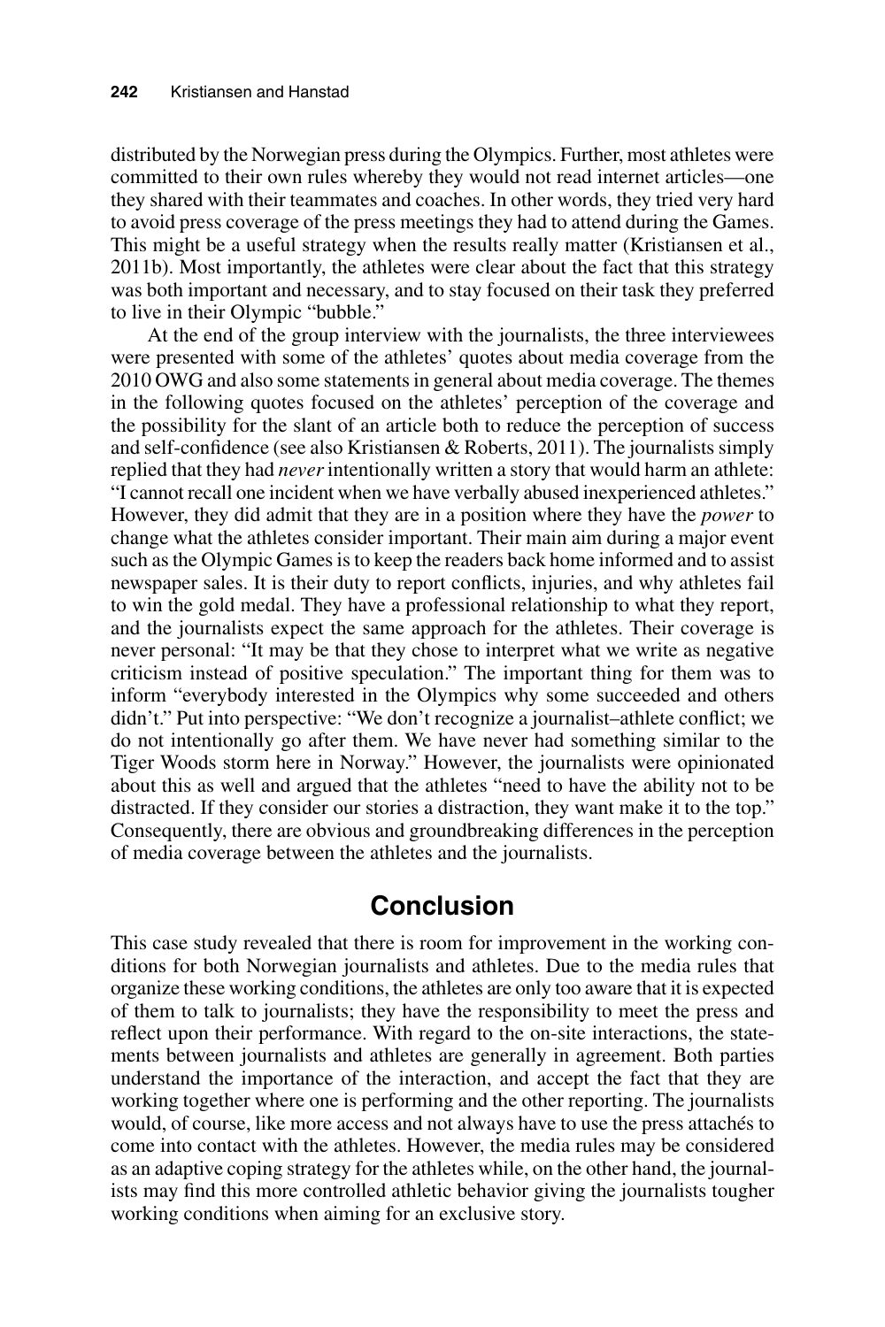distributed by the Norwegian press during the Olympics. Further, most athletes were committed to their own rules whereby they would not read internet articles—one they shared with their teammates and coaches. In other words, they tried very hard to avoid press coverage of the press meetings they had to attend during the Games. This might be a useful strategy when the results really matter (Kristiansen et al., 2011b). Most importantly, the athletes were clear about the fact that this strategy was both important and necessary, and to stay focused on their task they preferred to live in their Olympic "bubble."

At the end of the group interview with the journalists, the three interviewees were presented with some of the athletes' quotes about media coverage from the 2010 OWG and also some statements in general about media coverage. The themes in the following quotes focused on the athletes' perception of the coverage and the possibility for the slant of an article both to reduce the perception of success and self-confidence (see also Kristiansen & Roberts, 2011). The journalists simply replied that they had *never* intentionally written a story that would harm an athlete: "I cannot recall one incident when we have verbally abused inexperienced athletes." However, they did admit that they are in a position where they have the *power* to change what the athletes consider important. Their main aim during a major event such as the Olympic Games is to keep the readers back home informed and to assist newspaper sales. It is their duty to report conflicts, injuries, and why athletes fail to win the gold medal. They have a professional relationship to what they report, and the journalists expect the same approach for the athletes. Their coverage is never personal: "It may be that they chose to interpret what we write as negative criticism instead of positive speculation." The important thing for them was to inform "everybody interested in the Olympics why some succeeded and others didn't." Put into perspective: "We don't recognize a journalist–athlete conflict; we do not intentionally go after them. We have never had something similar to the Tiger Woods storm here in Norway." However, the journalists were opinionated about this as well and argued that the athletes "need to have the ability not to be distracted. If they consider our stories a distraction, they want make it to the top." Consequently, there are obvious and groundbreaking differences in the perception of media coverage between the athletes and the journalists.

## Conclusion

This case study revealed that there is room for improvement in the working conditions for both Norwegian journalists and athletes. Due to the media rules that organize these working conditions, the athletes are only too aware that it is expected of them to talk to journalists; they have the responsibility to meet the press and reflect upon their performance. With regard to the on-site interactions, the statements between journalists and athletes are generally in agreement. Both parties understand the importance of the interaction, and accept the fact that they are working together where one is performing and the other reporting. The journalists would, of course, like more access and not always have to use the press attachés to come into contact with the athletes. However, the media rules may be considered as an adaptive coping strategy for the athletes while, on the other hand, the journalists may find this more controlled athletic behavior giving the journalists tougher working conditions when aiming for an exclusive story.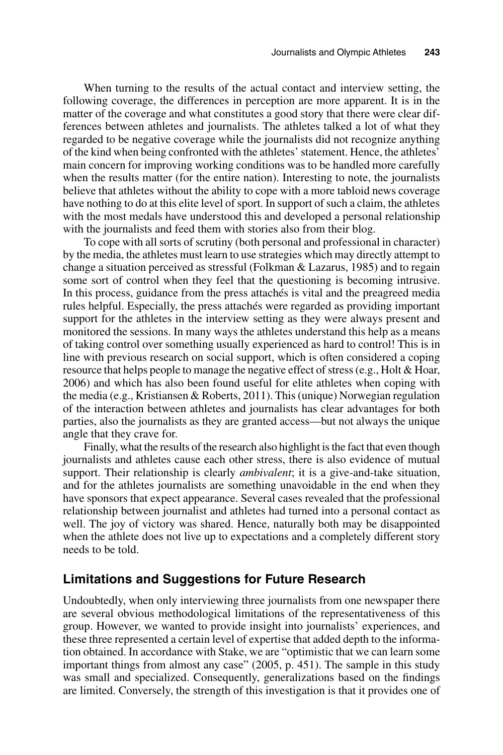When turning to the results of the actual contact and interview setting, the following coverage, the differences in perception are more apparent. It is in the matter of the coverage and what constitutes a good story that there were clear differences between athletes and journalists. The athletes talked a lot of what they regarded to be negative coverage while the journalists did not recognize anything of the kind when being confronted with the athletes' statement. Hence, the athletes' main concern for improving working conditions was to be handled more carefully when the results matter (for the entire nation). Interesting to note, the journalists believe that athletes without the ability to cope with a more tabloid news coverage have nothing to do at this elite level of sport. In support of such a claim, the athletes with the most medals have understood this and developed a personal relationship with the journalists and feed them with stories also from their blog.

To cope with all sorts of scrutiny (both personal and professional in character) by the media, the athletes must learn to use strategies which may directly attempt to change a situation perceived as stressful (Folkman & Lazarus, 1985) and to regain some sort of control when they feel that the questioning is becoming intrusive. In this process, guidance from the press attachés is vital and the preagreed media rules helpful. Especially, the press attachés were regarded as providing important support for the athletes in the interview setting as they were always present and monitored the sessions. In many ways the athletes understand this help as a means of taking control over something usually experienced as hard to control! This is in line with previous research on social support, which is often considered a coping resource that helps people to manage the negative effect of stress (e.g., Holt & Hoar, 2006) and which has also been found useful for elite athletes when coping with the media (e.g., Kristiansen & Roberts, 2011). This (unique) Norwegian regulation of the interaction between athletes and journalists has clear advantages for both parties, also the journalists as they are granted access—but not always the unique angle that they crave for.

Finally, what the results of the research also highlight is the fact that even though journalists and athletes cause each other stress, there is also evidence of mutual support. Their relationship is clearly *ambivalent*; it is a give-and-take situation, and for the athletes journalists are something unavoidable in the end when they have sponsors that expect appearance. Several cases revealed that the professional relationship between journalist and athletes had turned into a personal contact as well. The joy of victory was shared. Hence, naturally both may be disappointed when the athlete does not live up to expectations and a completely different story needs to be told.

## Limitations and Suggestions for Future Research

Undoubtedly, when only interviewing three journalists from one newspaper there are several obvious methodological limitations of the representativeness of this group. However, we wanted to provide insight into journalists' experiences, and these three represented a certain level of expertise that added depth to the information obtained. In accordance with Stake, we are "optimistic that we can learn some important things from almost any case" (2005, p. 451). The sample in this study was small and specialized. Consequently, generalizations based on the findings are limited. Conversely, the strength of this investigation is that it provides one of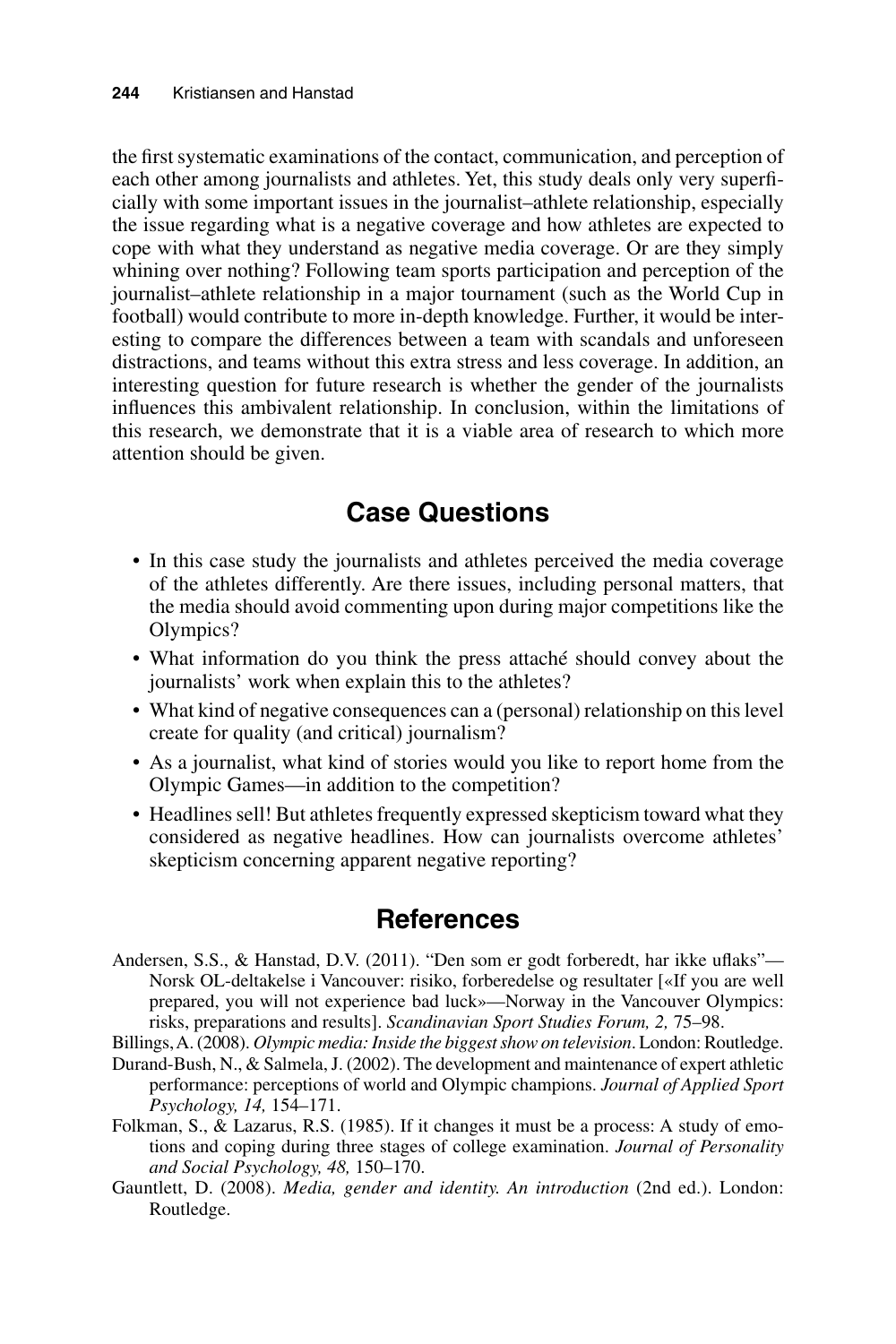the first systematic examinations of the contact, communication, and perception of each other among journalists and athletes. Yet, this study deals only very superficially with some important issues in the journalist–athlete relationship, especially the issue regarding what is a negative coverage and how athletes are expected to cope with what they understand as negative media coverage. Or are they simply whining over nothing? Following team sports participation and perception of the journalist–athlete relationship in a major tournament (such as the World Cup in football) would contribute to more in-depth knowledge. Further, it would be interesting to compare the differences between a team with scandals and unforeseen distractions, and teams without this extra stress and less coverage. In addition, an interesting question for future research is whether the gender of the journalists influences this ambivalent relationship. In conclusion, within the limitations of this research, we demonstrate that it is a viable area of research to which more attention should be given.

## Case Questions

- In this case study the journalists and athletes perceived the media coverage of the athletes differently. Are there issues, including personal matters, that the media should avoid commenting upon during major competitions like the Olympics?
- What information do you think the press attaché should convey about the journalists' work when explain this to the athletes?
- What kind of negative consequences can a (personal) relationship on this level create for quality (and critical) journalism?
- As a journalist, what kind of stories would you like to report home from the Olympic Games—in addition to the competition?
- Headlines sell! But athletes frequently expressed skepticism toward what they considered as negative headlines. How can journalists overcome athletes' skepticism concerning apparent negative reporting?

## References

Andersen, S.S., & Hanstad, D.V. (2011). "Den som er godt forberedt, har ikke uflaks"—Norsk OL-deltakelse i Vancouver: risiko, forberedelse og resultater [«If you are well prepared, you will not experience bad luck»—Norway in the Vancouver Olympics: risks, preparations and results]. *Scandinavian Sport Studies Forum, 2,* 75–98.

Billings, A. (2008). *Olympic media: Inside the biggest show on television*. London: Routledge.

Durand-Bush, N., & Salmela, J. (2002). The development and maintenance of expert athletic performance: perceptions of world and Olympic champions. *Journal of Applied Sport Psychology, 14,* 154–171.

Folkman, S., & Lazarus, R.S. (1985). If it changes it must be a process: A study of emotions and coping during three stages of college examination. *Journal of Personality and Social Psychology, 48,* 150–170.

Gauntlett, D. (2008). *Media, gender and identity. An introduction* (2nd ed.). London: Routledge.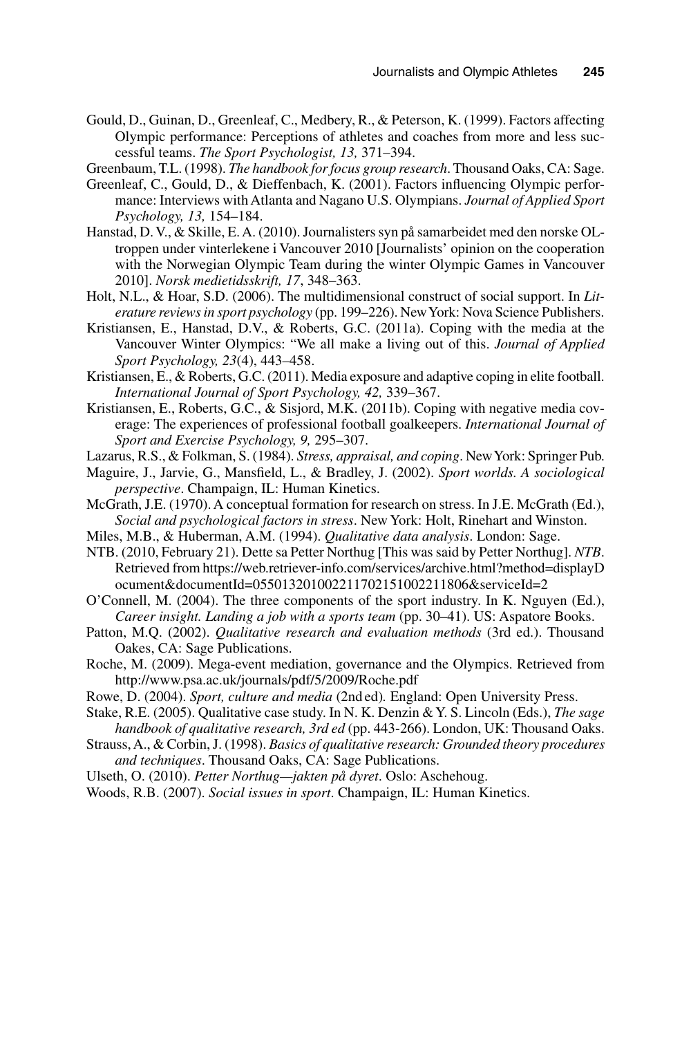Gould, D., Guinan, D., Greenleaf, C., Medbery, R., & Peterson, K. (1999). Factors affecting Olympic performance: Perceptions of athletes and coaches from more and less successful teams. *The Sport Psychologist, 13,* 371–394.

Greenbaum, T.L. (1998). *The handbook for focus group research*. Thousand Oaks, CA: Sage.

Greenleaf, C., Gould, D., & Dieffenbach, K. (2001). Factors influencing Olympic performance: Interviews with Atlanta and Nagano U.S. Olympians. *Journal of Applied Sport Psychology, 13,* 154–184.

Hanstad, D. V., & Skille, E. A. (2010). Journalisters syn på samarbeidet med den norske OL-troppen under vinterlekene i Vancouver 2010 [Journalists' opinion on the cooperation with the Norwegian Olympic Team during the winter Olympic Games in Vancouver 2010]. *Norsk medietidsskrift, 17*, 348–363.

Holt, N.L., & Hoar, S.D. (2006). The multidimensional construct of social support. In *Literature reviews in sport psychology* (pp. 199–226). New York: Nova Science Publishers.

Kristiansen, E., Hanstad, D.V., & Roberts, G.C. (2011a). Coping with the media at the Vancouver Winter Olympics: "We all make a living out of this. *Journal of Applied Sport Psychology, 23*(4), 443–458.

Kristiansen, E., & Roberts, G.C. (2011). Media exposure and adaptive coping in elite football. *International Journal of Sport Psychology, 42,* 339–367.

Kristiansen, E., Roberts, G.C., & Sisjord, M.K. (2011b). Coping with negative media coverage: The experiences of professional football goalkeepers. *International Journal of Sport and Exercise Psychology, 9,* 295–307.

Lazarus, R.S., & Folkman, S. (1984). *Stress, appraisal, and coping*. New York: Springer Pub.

Maguire, J., Jarvie, G., Mansfield, L., & Bradley, J. (2002). *Sport worlds. A sociological perspective*. Champaign, IL: Human Kinetics.

McGrath, J.E. (1970). A conceptual formation for research on stress. In J.E. McGrath (Ed.), *Social and psychological factors in stress*. New York: Holt, Rinehart and Winston.

Miles, M.B., & Huberman, A.M. (1994). *Qualitative data analysis*. London: Sage.

NTB. (2010, February 21). Dette sa Petter Northug [This was said by Petter Northug]. *NTB*. Retrieved from https://web.retriever-info.com/services/archive.html?method=displayDocument&documentId=0550132010022117021510022118O6&serviceId=2

O'Connell, M. (2004). The three components of the sport industry. In K. Nguyen (Ed.), *Career insight. Landing a job with a sports team* (pp. 30–41). US: Aspatore Books.

Patton, M.Q. (2002). *Qualitative research and evaluation methods* (3rd ed.). Thousand Oakes, CA: Sage Publications.

Roche, M. (2009). Mega-event mediation, governance and the Olympics. Retrieved from http://www.psa.ac.uk/journals/pdf/5/2009/Roche.pdf

Rowe, D. (2004). *Sport, culture and media* (2nd ed)*.* England: Open University Press.

Stake, R.E. (2005). Qualitative case study. In N. K. Denzin & Y. S. Lincoln (Eds.), *The sage handbook of qualitative research, 3rd ed* (pp. 443-266). London, UK: Thousand Oaks.

Strauss, A., & Corbin, J. (1998). *Basics of qualitative research: Grounded theory procedures and techniques*. Thousand Oaks, CA: Sage Publications.

Ulseth, O. (2010). *Petter Northug—jakten på dyret*. Oslo: Aschehoug.

Woods, R.B. (2007). *Social issues in sport*. Champaign, IL: Human Kinetics.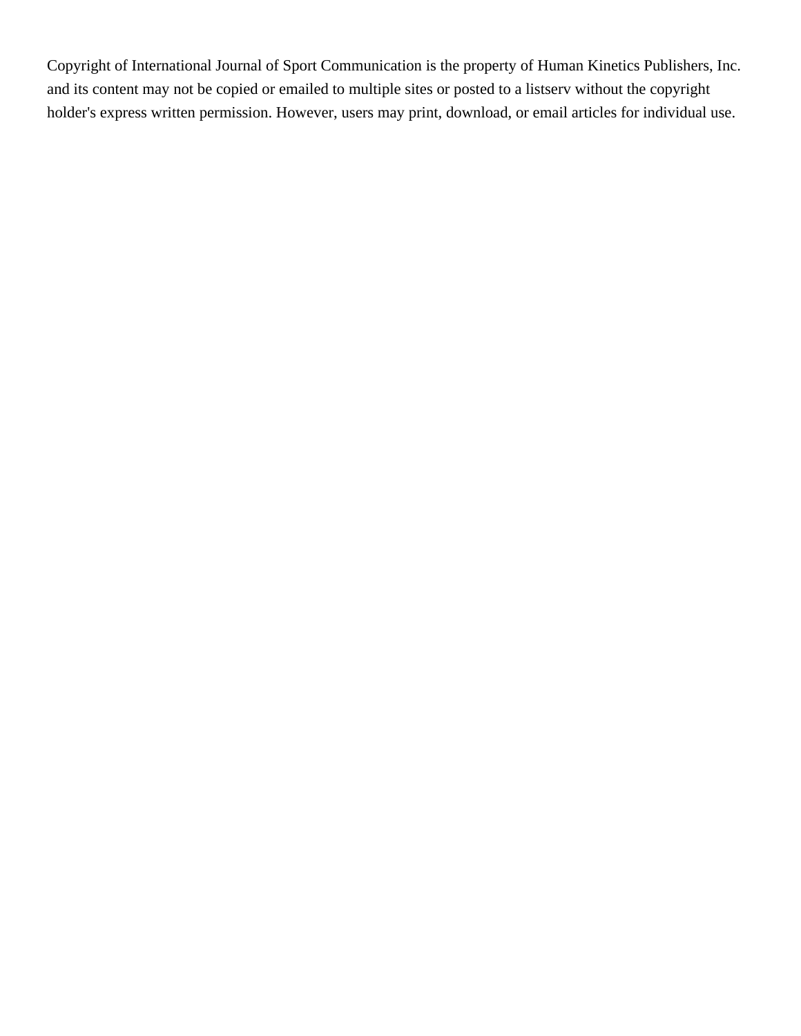Copyright of International Journal of Sport Communication is the property of Human Kinetics Publishers, Inc. and its content may not be copied or emailed to multiple sites or posted to a listserv without the copyright holder's express written permission. However, users may print, download, or email articles for individual use.